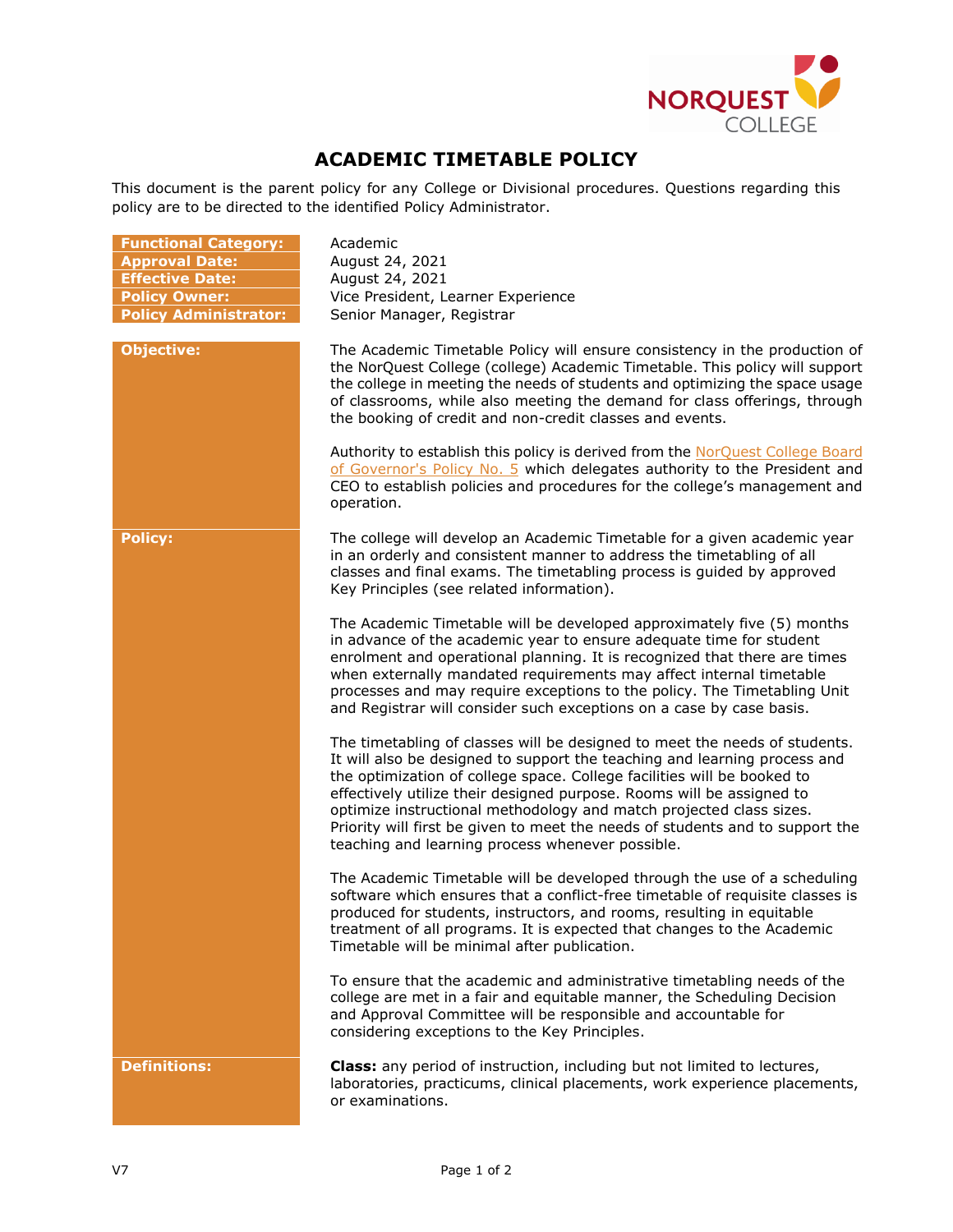# ACADEMIC TIMETABLE POLICY

This document is the parent policy for any College or Divisional procedures. Questions regarding this policy are to be directed to the identified Policy Administrator.

| | |
|---|---|
| **Functional Category:** | Academic |
| **Approval Date:** | August 24, 2021 |
| **Effective Date:** | August 24, 2021 |
| **Policy Owner:** | Vice President, Learner Experience |
| **Policy Administrator:** | Senior Manager, Registrar |

## Objective:

The Academic Timetable Policy will ensure consistency in the production of the NorQuest College (college) Academic Timetable. This policy will support the college in meeting the needs of students and optimizing the space usage of classrooms, while also meeting the demand for class offerings, through the booking of credit and non-credit classes and events.

Authority to establish this policy is derived from the NorQuest College Board of Governor's Policy No. 5 which delegates authority to the President and CEO to establish policies and procedures for the college's management and operation.

## Policy:

The college will develop an Academic Timetable for a given academic year in an orderly and consistent manner to address the timetabling of all classes and final exams. The timetabling process is guided by approved Key Principles (see related information).

The Academic Timetable will be developed approximately five (5) months in advance of the academic year to ensure adequate time for student enrolment and operational planning. It is recognized that there are times when externally mandated requirements may affect internal timetable processes and may require exceptions to the policy. The Timetabling Unit and Registrar will consider such exceptions on a case by case basis.

The timetabling of classes will be designed to meet the needs of students. It will also be designed to support the teaching and learning process and the optimization of college space. College facilities will be booked to effectively utilize their designed purpose. Rooms will be assigned to optimize instructional methodology and match projected class sizes. Priority will first be given to meet the needs of students and to support the teaching and learning process whenever possible.

The Academic Timetable will be developed through the use of a scheduling software which ensures that a conflict-free timetable of requisite classes is produced for students, instructors, and rooms, resulting in equitable treatment of all programs. It is expected that changes to the Academic Timetable will be minimal after publication.

To ensure that the academic and administrative timetabling needs of the college are met in a fair and equitable manner, the Scheduling Decision and Approval Committee will be responsible and accountable for considering exceptions to the Key Principles.

## Definitions:

**Class:** any period of instruction, including but not limited to lectures, laboratories, practicums, clinical placements, work experience placements, or examinations.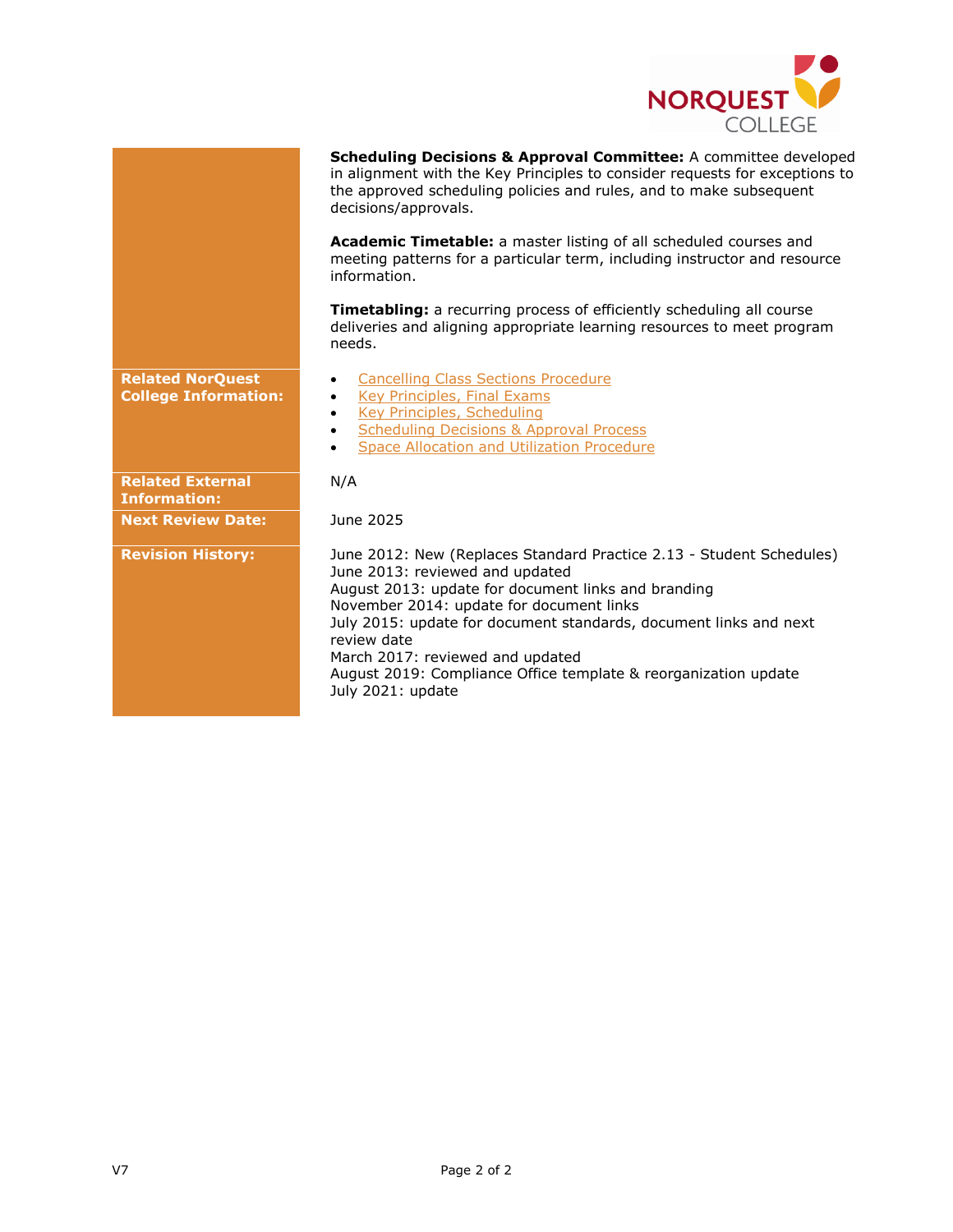| | |
|---|---|
| | **Scheduling Decisions & Approval Committee:** A committee developed in alignment with the Key Principles to consider requests for exceptions to the approved scheduling policies and rules, and to make subsequent decisions/approvals.<br><br>**Academic Timetable:** a master listing of all scheduled courses and meeting patterns for a particular term, including instructor and resource information.<br><br>**Timetabling:** a recurring process of efficiently scheduling all course deliveries and aligning appropriate learning resources to meet program needs. |
| **Related NorQuest College Information:** | • Cancelling Class Sections Procedure<br>• Key Principles, Final Exams<br>• Key Principles, Scheduling<br>• Scheduling Decisions & Approval Process<br>• Space Allocation and Utilization Procedure |
| **Related External Information:** | N/A |
| **Next Review Date:** | June 2025 |
| **Revision History:** | June 2012: New (Replaces Standard Practice 2.13 - Student Schedules)<br>June 2013: reviewed and updated<br>August 2013: update for document links and branding<br>November 2014: update for document links<br>July 2015: update for document standards, document links and next review date<br>March 2017: reviewed and updated<br>August 2019: Compliance Office template & reorganization update<br>July 2021: update |

V7